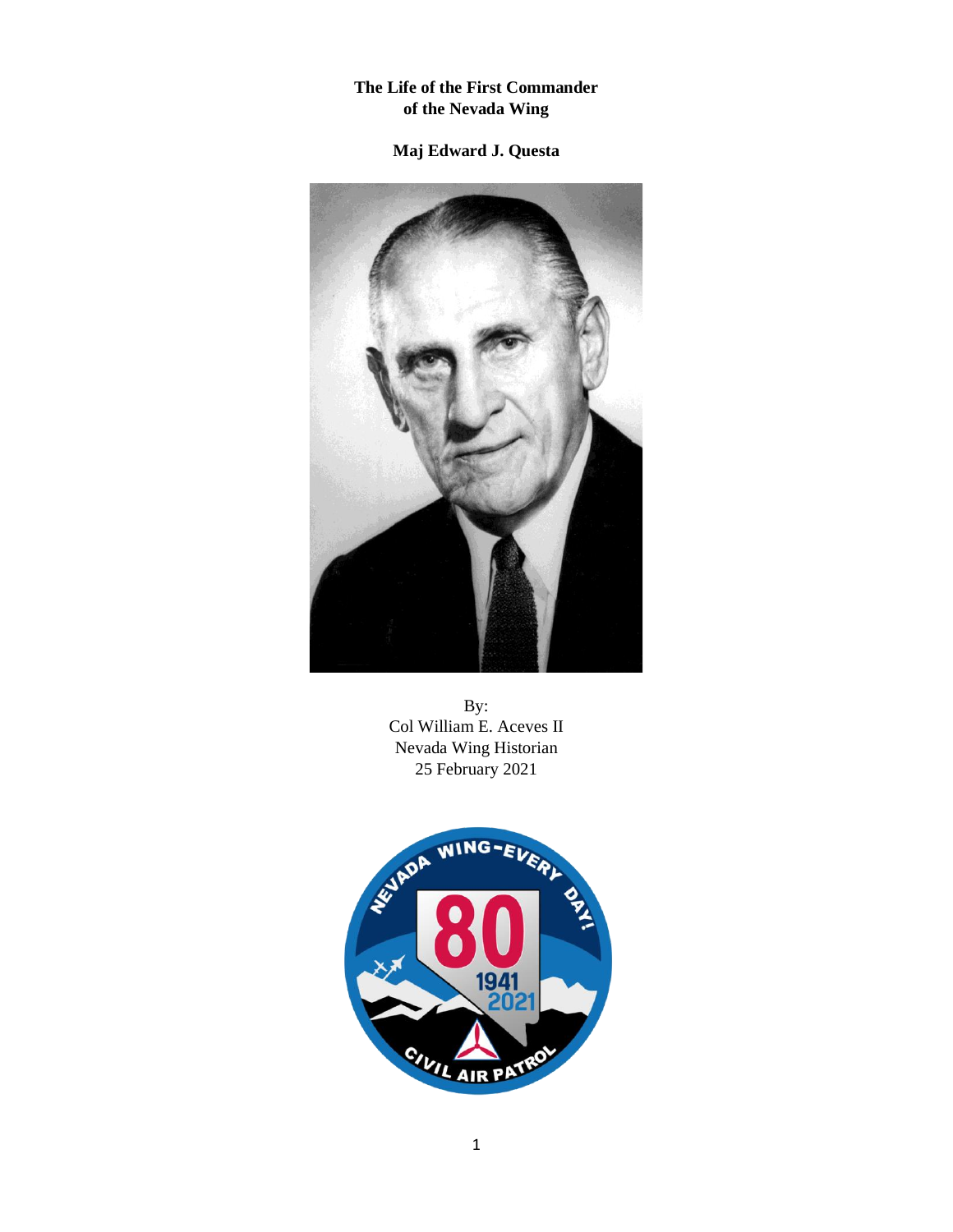# The Life of the First Commander of the Nevada Wing

## Maj Edward J. Questa

By:
Col William E. Aceves II
Nevada Wing Historian
25 February 2021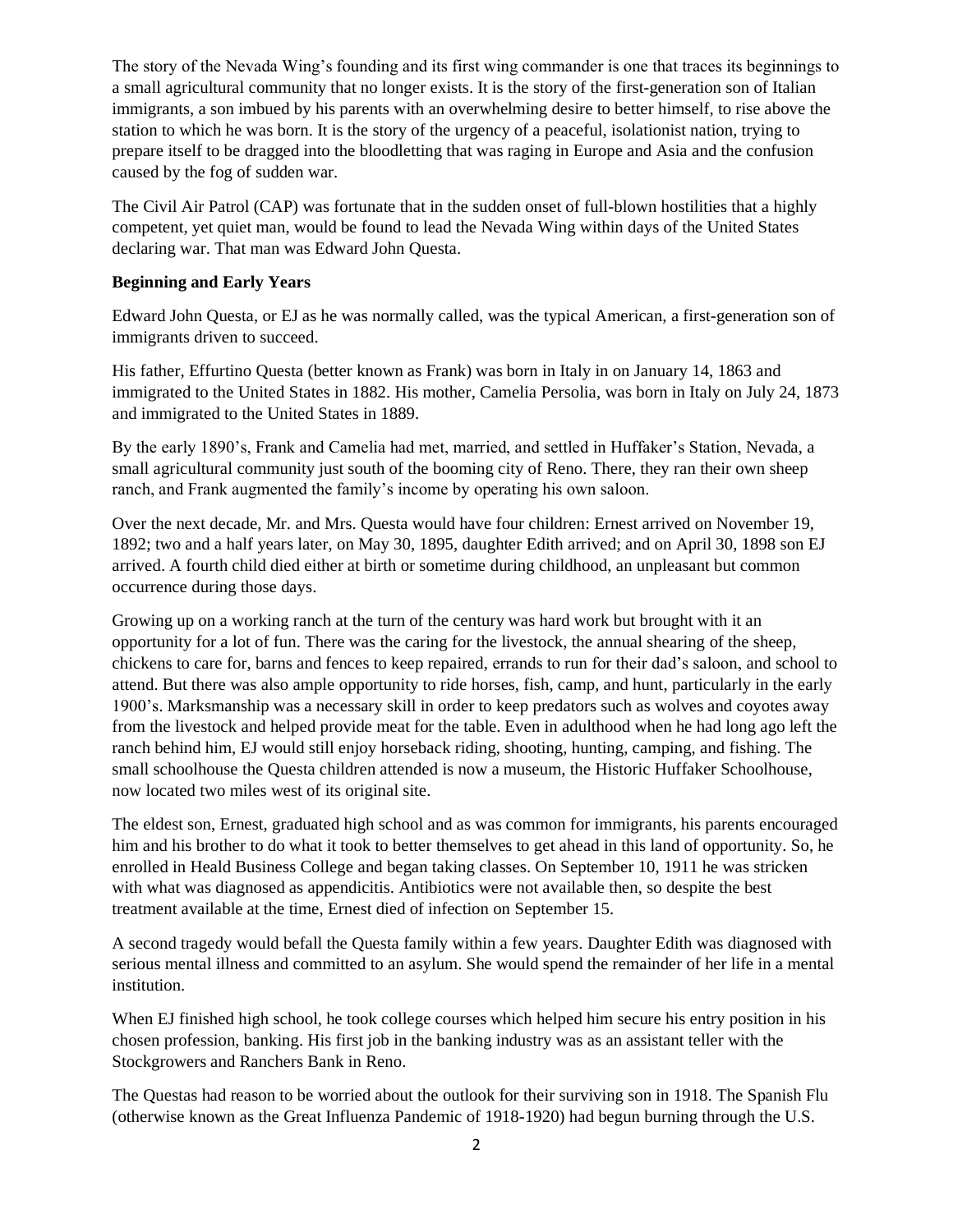The story of the Nevada Wing's founding and its first wing commander is one that traces its beginnings to a small agricultural community that no longer exists. It is the story of the first-generation son of Italian immigrants, a son imbued by his parents with an overwhelming desire to better himself, to rise above the station to which he was born. It is the story of the urgency of a peaceful, isolationist nation, trying to prepare itself to be dragged into the bloodletting that was raging in Europe and Asia and the confusion caused by the fog of sudden war.

The Civil Air Patrol (CAP) was fortunate that in the sudden onset of full-blown hostilities that a highly competent, yet quiet man, would be found to lead the Nevada Wing within days of the United States declaring war. That man was Edward John Questa.

**Beginning and Early Years**

Edward John Questa, or EJ as he was normally called, was the typical American, a first-generation son of immigrants driven to succeed.

His father, Effurtino Questa (better known as Frank) was born in Italy in on January 14, 1863 and immigrated to the United States in 1882. His mother, Camelia Persolia, was born in Italy on July 24, 1873 and immigrated to the United States in 1889.

By the early 1890's, Frank and Camelia had met, married, and settled in Huffaker's Station, Nevada, a small agricultural community just south of the booming city of Reno. There, they ran their own sheep ranch, and Frank augmented the family's income by operating his own saloon.

Over the next decade, Mr. and Mrs. Questa would have four children: Ernest arrived on November 19, 1892; two and a half years later, on May 30, 1895, daughter Edith arrived; and on April 30, 1898 son EJ arrived. A fourth child died either at birth or sometime during childhood, an unpleasant but common occurrence during those days.

Growing up on a working ranch at the turn of the century was hard work but brought with it an opportunity for a lot of fun. There was the caring for the livestock, the annual shearing of the sheep, chickens to care for, barns and fences to keep repaired, errands to run for their dad's saloon, and school to attend. But there was also ample opportunity to ride horses, fish, camp, and hunt, particularly in the early 1900's. Marksmanship was a necessary skill in order to keep predators such as wolves and coyotes away from the livestock and helped provide meat for the table. Even in adulthood when he had long ago left the ranch behind him, EJ would still enjoy horseback riding, shooting, hunting, camping, and fishing. The small schoolhouse the Questa children attended is now a museum, the Historic Huffaker Schoolhouse, now located two miles west of its original site.

The eldest son, Ernest, graduated high school and as was common for immigrants, his parents encouraged him and his brother to do what it took to better themselves to get ahead in this land of opportunity. So, he enrolled in Heald Business College and began taking classes. On September 10, 1911 he was stricken with what was diagnosed as appendicitis. Antibiotics were not available then, so despite the best treatment available at the time, Ernest died of infection on September 15.

A second tragedy would befall the Questa family within a few years. Daughter Edith was diagnosed with serious mental illness and committed to an asylum. She would spend the remainder of her life in a mental institution.

When EJ finished high school, he took college courses which helped him secure his entry position in his chosen profession, banking. His first job in the banking industry was as an assistant teller with the Stockgrowers and Ranchers Bank in Reno.

The Questas had reason to be worried about the outlook for their surviving son in 1918. The Spanish Flu (otherwise known as the Great Influenza Pandemic of 1918-1920) had begun burning through the U.S.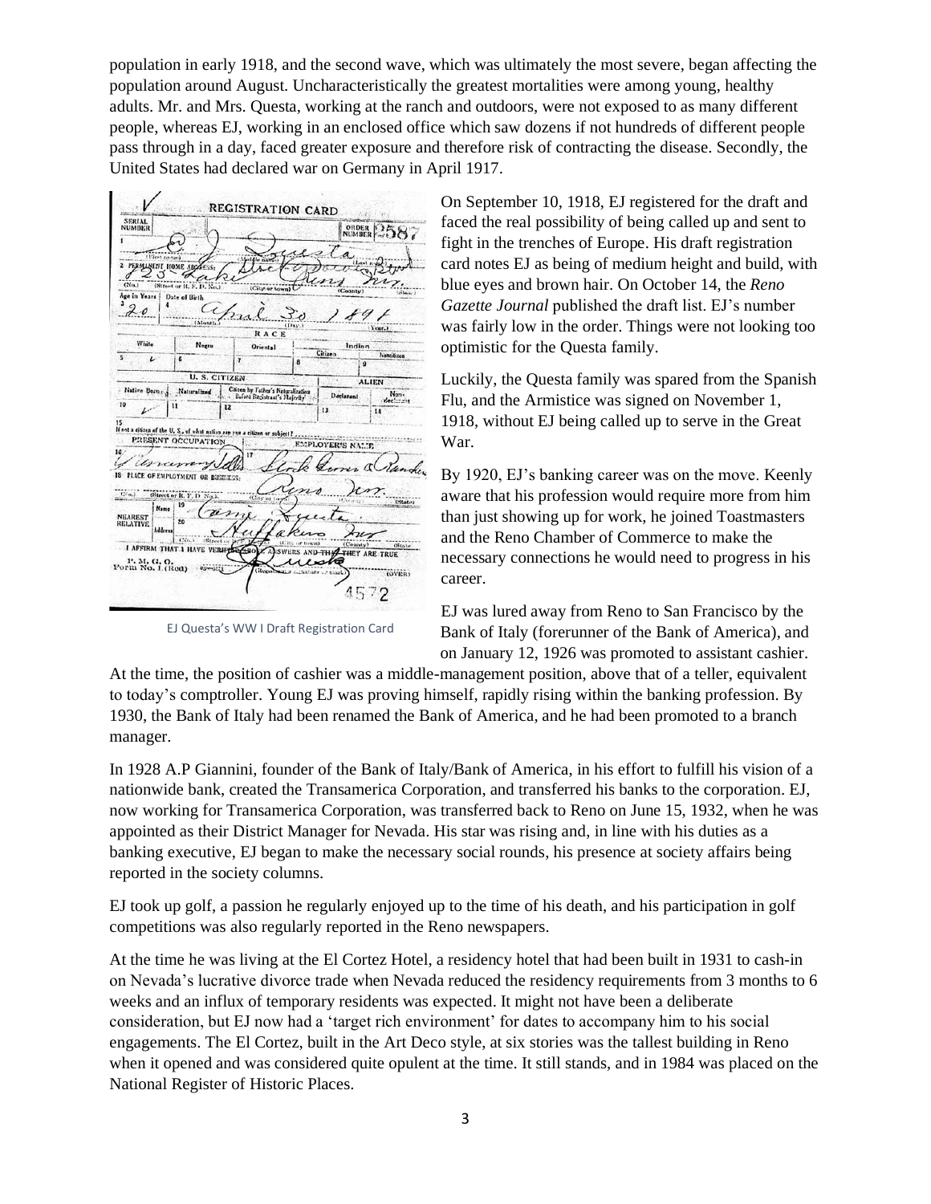population in early 1918, and the second wave, which was ultimately the most severe, began affecting the population around August. Uncharacteristically the greatest mortalities were among young, healthy adults. Mr. and Mrs. Questa, working at the ranch and outdoors, were not exposed to as many different people, whereas EJ, working in an enclosed office which saw dozens if not hundreds of different people pass through in a day, faced greater exposure and therefore risk of contracting the disease. Secondly, the United States had declared war on Germany in April 1917.

EJ Questa's WW I Draft Registration Card

On September 10, 1918, EJ registered for the draft and faced the real possibility of being called up and sent to fight in the trenches of Europe. His draft registration card notes EJ as being of medium height and build, with blue eyes and brown hair. On October 14, the *Reno Gazette Journal* published the draft list. EJ's number was fairly low in the order. Things were not looking too optimistic for the Questa family.

Luckily, the Questa family was spared from the Spanish Flu, and the Armistice was signed on November 1, 1918, without EJ being called up to serve in the Great War.

By 1920, EJ's banking career was on the move. Keenly aware that his profession would require more from him than just showing up for work, he joined Toastmasters and the Reno Chamber of Commerce to make the necessary connections he would need to progress in his career.

EJ was lured away from Reno to San Francisco by the Bank of Italy (forerunner of the Bank of America), and on January 12, 1926 was promoted to assistant cashier. At the time, the position of cashier was a middle-management position, above that of a teller, equivalent to today's comptroller. Young EJ was proving himself, rapidly rising within the banking profession. By 1930, the Bank of Italy had been renamed the Bank of America, and he had been promoted to a branch manager.

In 1928 A.P Giannini, founder of the Bank of Italy/Bank of America, in his effort to fulfill his vision of a nationwide bank, created the Transamerica Corporation, and transferred his banks to the corporation. EJ, now working for Transamerica Corporation, was transferred back to Reno on June 15, 1932, when he was appointed as their District Manager for Nevada. His star was rising and, in line with his duties as a banking executive, EJ began to make the necessary social rounds, his presence at society affairs being reported in the society columns.

EJ took up golf, a passion he regularly enjoyed up to the time of his death, and his participation in golf competitions was also regularly reported in the Reno newspapers.

At the time he was living at the El Cortez Hotel, a residency hotel that had been built in 1931 to cash-in on Nevada's lucrative divorce trade when Nevada reduced the residency requirements from 3 months to 6 weeks and an influx of temporary residents was expected. It might not have been a deliberate consideration, but EJ now had a 'target rich environment' for dates to accompany him to his social engagements. The El Cortez, built in the Art Deco style, at six stories was the tallest building in Reno when it opened and was considered quite opulent at the time. It still stands, and in 1984 was placed on the National Register of Historic Places.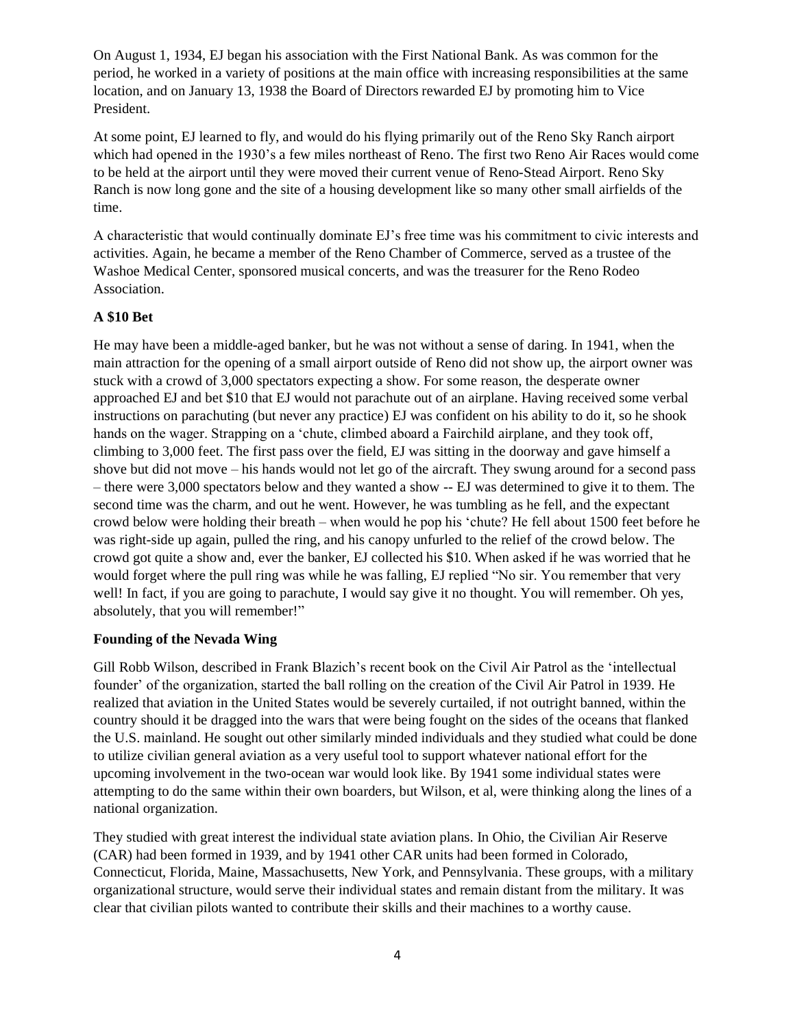On August 1, 1934, EJ began his association with the First National Bank. As was common for the period, he worked in a variety of positions at the main office with increasing responsibilities at the same location, and on January 13, 1938 the Board of Directors rewarded EJ by promoting him to Vice President.

At some point, EJ learned to fly, and would do his flying primarily out of the Reno Sky Ranch airport which had opened in the 1930's a few miles northeast of Reno. The first two Reno Air Races would come to be held at the airport until they were moved their current venue of Reno-Stead Airport. Reno Sky Ranch is now long gone and the site of a housing development like so many other small airfields of the time.

A characteristic that would continually dominate EJ's free time was his commitment to civic interests and activities. Again, he became a member of the Reno Chamber of Commerce, served as a trustee of the Washoe Medical Center, sponsored musical concerts, and was the treasurer for the Reno Rodeo Association.

**A $10 Bet**

He may have been a middle-aged banker, but he was not without a sense of daring. In 1941, when the main attraction for the opening of a small airport outside of Reno did not show up, the airport owner was stuck with a crowd of 3,000 spectators expecting a show. For some reason, the desperate owner approached EJ and bet $10 that EJ would not parachute out of an airplane. Having received some verbal instructions on parachuting (but never any practice) EJ was confident on his ability to do it, so he shook hands on the wager. Strapping on a 'chute, climbed aboard a Fairchild airplane, and they took off, climbing to 3,000 feet. The first pass over the field, EJ was sitting in the doorway and gave himself a shove but did not move – his hands would not let go of the aircraft. They swung around for a second pass – there were 3,000 spectators below and they wanted a show -- EJ was determined to give it to them. The second time was the charm, and out he went. However, he was tumbling as he fell, and the expectant crowd below were holding their breath – when would he pop his 'chute? He fell about 1500 feet before he was right-side up again, pulled the ring, and his canopy unfurled to the relief of the crowd below. The crowd got quite a show and, ever the banker, EJ collected his $10. When asked if he was worried that he would forget where the pull ring was while he was falling, EJ replied "No sir. You remember that very well! In fact, if you are going to parachute, I would say give it no thought. You will remember. Oh yes, absolutely, that you will remember!"

**Founding of the Nevada Wing**

Gill Robb Wilson, described in Frank Blazich's recent book on the Civil Air Patrol as the 'intellectual founder' of the organization, started the ball rolling on the creation of the Civil Air Patrol in 1939. He realized that aviation in the United States would be severely curtailed, if not outright banned, within the country should it be dragged into the wars that were being fought on the sides of the oceans that flanked the U.S. mainland. He sought out other similarly minded individuals and they studied what could be done to utilize civilian general aviation as a very useful tool to support whatever national effort for the upcoming involvement in the two-ocean war would look like. By 1941 some individual states were attempting to do the same within their own boarders, but Wilson, et al, were thinking along the lines of a national organization.

They studied with great interest the individual state aviation plans. In Ohio, the Civilian Air Reserve (CAR) had been formed in 1939, and by 1941 other CAR units had been formed in Colorado, Connecticut, Florida, Maine, Massachusetts, New York, and Pennsylvania. These groups, with a military organizational structure, would serve their individual states and remain distant from the military. It was clear that civilian pilots wanted to contribute their skills and their machines to a worthy cause.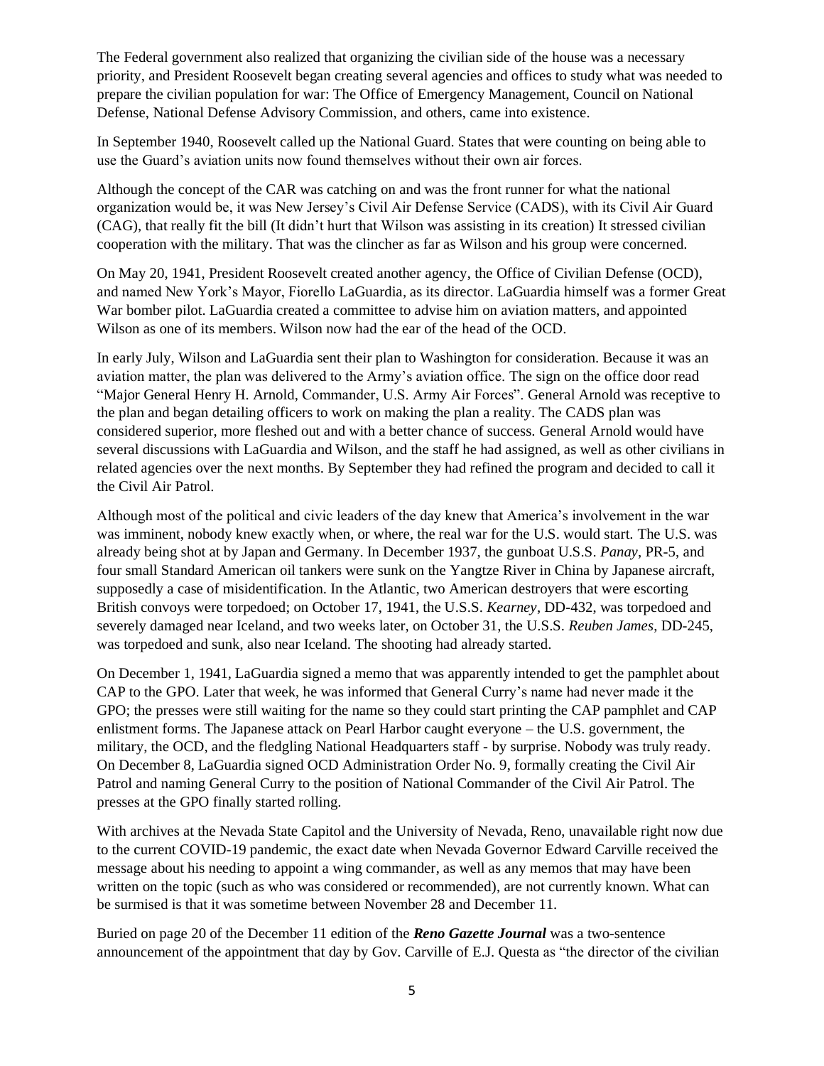The Federal government also realized that organizing the civilian side of the house was a necessary priority, and President Roosevelt began creating several agencies and offices to study what was needed to prepare the civilian population for war: The Office of Emergency Management, Council on National Defense, National Defense Advisory Commission, and others, came into existence.

In September 1940, Roosevelt called up the National Guard. States that were counting on being able to use the Guard's aviation units now found themselves without their own air forces.

Although the concept of the CAR was catching on and was the front runner for what the national organization would be, it was New Jersey's Civil Air Defense Service (CADS), with its Civil Air Guard (CAG), that really fit the bill (It didn't hurt that Wilson was assisting in its creation) It stressed civilian cooperation with the military. That was the clincher as far as Wilson and his group were concerned.

On May 20, 1941, President Roosevelt created another agency, the Office of Civilian Defense (OCD), and named New York's Mayor, Fiorello LaGuardia, as its director. LaGuardia himself was a former Great War bomber pilot. LaGuardia created a committee to advise him on aviation matters, and appointed Wilson as one of its members. Wilson now had the ear of the head of the OCD.

In early July, Wilson and LaGuardia sent their plan to Washington for consideration. Because it was an aviation matter, the plan was delivered to the Army's aviation office. The sign on the office door read "Major General Henry H. Arnold, Commander, U.S. Army Air Forces". General Arnold was receptive to the plan and began detailing officers to work on making the plan a reality. The CADS plan was considered superior, more fleshed out and with a better chance of success. General Arnold would have several discussions with LaGuardia and Wilson, and the staff he had assigned, as well as other civilians in related agencies over the next months. By September they had refined the program and decided to call it the Civil Air Patrol.

Although most of the political and civic leaders of the day knew that America's involvement in the war was imminent, nobody knew exactly when, or where, the real war for the U.S. would start. The U.S. was already being shot at by Japan and Germany. In December 1937, the gunboat U.S.S. *Panay*, PR-5, and four small Standard American oil tankers were sunk on the Yangtze River in China by Japanese aircraft, supposedly a case of misidentification. In the Atlantic, two American destroyers that were escorting British convoys were torpedoed; on October 17, 1941, the U.S.S. *Kearney*, DD-432, was torpedoed and severely damaged near Iceland, and two weeks later, on October 31, the U.S.S. *Reuben James*, DD-245, was torpedoed and sunk, also near Iceland. The shooting had already started.

On December 1, 1941, LaGuardia signed a memo that was apparently intended to get the pamphlet about CAP to the GPO. Later that week, he was informed that General Curry's name had never made it the GPO; the presses were still waiting for the name so they could start printing the CAP pamphlet and CAP enlistment forms. The Japanese attack on Pearl Harbor caught everyone – the U.S. government, the military, the OCD, and the fledgling National Headquarters staff - by surprise. Nobody was truly ready. On December 8, LaGuardia signed OCD Administration Order No. 9, formally creating the Civil Air Patrol and naming General Curry to the position of National Commander of the Civil Air Patrol. The presses at the GPO finally started rolling.

With archives at the Nevada State Capitol and the University of Nevada, Reno, unavailable right now due to the current COVID-19 pandemic, the exact date when Nevada Governor Edward Carville received the message about his needing to appoint a wing commander, as well as any memos that may have been written on the topic (such as who was considered or recommended), are not currently known. What can be surmised is that it was sometime between November 28 and December 11.

Buried on page 20 of the December 11 edition of the ***Reno Gazette Journal*** was a two-sentence announcement of the appointment that day by Gov. Carville of E.J. Questa as "the director of the civilian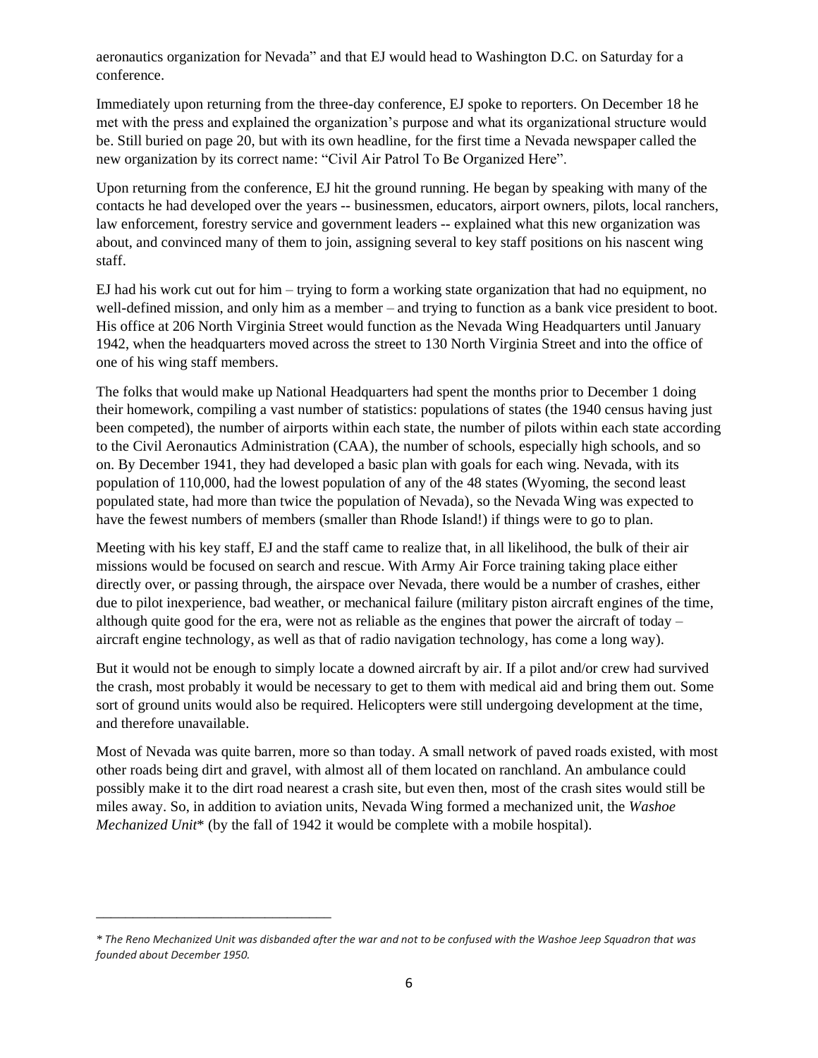aeronautics organization for Nevada" and that EJ would head to Washington D.C. on Saturday for a conference.

Immediately upon returning from the three-day conference, EJ spoke to reporters. On December 18 he met with the press and explained the organization's purpose and what its organizational structure would be. Still buried on page 20, but with its own headline, for the first time a Nevada newspaper called the new organization by its correct name: "Civil Air Patrol To Be Organized Here".

Upon returning from the conference, EJ hit the ground running. He began by speaking with many of the contacts he had developed over the years -- businessmen, educators, airport owners, pilots, local ranchers, law enforcement, forestry service and government leaders -- explained what this new organization was about, and convinced many of them to join, assigning several to key staff positions on his nascent wing staff.

EJ had his work cut out for him – trying to form a working state organization that had no equipment, no well-defined mission, and only him as a member – and trying to function as a bank vice president to boot. His office at 206 North Virginia Street would function as the Nevada Wing Headquarters until January 1942, when the headquarters moved across the street to 130 North Virginia Street and into the office of one of his wing staff members.

The folks that would make up National Headquarters had spent the months prior to December 1 doing their homework, compiling a vast number of statistics: populations of states (the 1940 census having just been competed), the number of airports within each state, the number of pilots within each state according to the Civil Aeronautics Administration (CAA), the number of schools, especially high schools, and so on. By December 1941, they had developed a basic plan with goals for each wing. Nevada, with its population of 110,000, had the lowest population of any of the 48 states (Wyoming, the second least populated state, had more than twice the population of Nevada), so the Nevada Wing was expected to have the fewest numbers of members (smaller than Rhode Island!) if things were to go to plan.

Meeting with his key staff, EJ and the staff came to realize that, in all likelihood, the bulk of their air missions would be focused on search and rescue. With Army Air Force training taking place either directly over, or passing through, the airspace over Nevada, there would be a number of crashes, either due to pilot inexperience, bad weather, or mechanical failure (military piston aircraft engines of the time, although quite good for the era, were not as reliable as the engines that power the aircraft of today – aircraft engine technology, as well as that of radio navigation technology, has come a long way).

But it would not be enough to simply locate a downed aircraft by air. If a pilot and/or crew had survived the crash, most probably it would be necessary to get to them with medical aid and bring them out. Some sort of ground units would also be required. Helicopters were still undergoing development at the time, and therefore unavailable.

Most of Nevada was quite barren, more so than today. A small network of paved roads existed, with most other roads being dirt and gravel, with almost all of them located on ranchland. An ambulance could possibly make it to the dirt road nearest a crash site, but even then, most of the crash sites would still be miles away. So, in addition to aviation units, Nevada Wing formed a mechanized unit, the *Washoe Mechanized Unit** (by the fall of 1942 it would be complete with a mobile hospital).

---

*\* The Reno Mechanized Unit was disbanded after the war and not to be confused with the Washoe Jeep Squadron that was founded about December 1950.*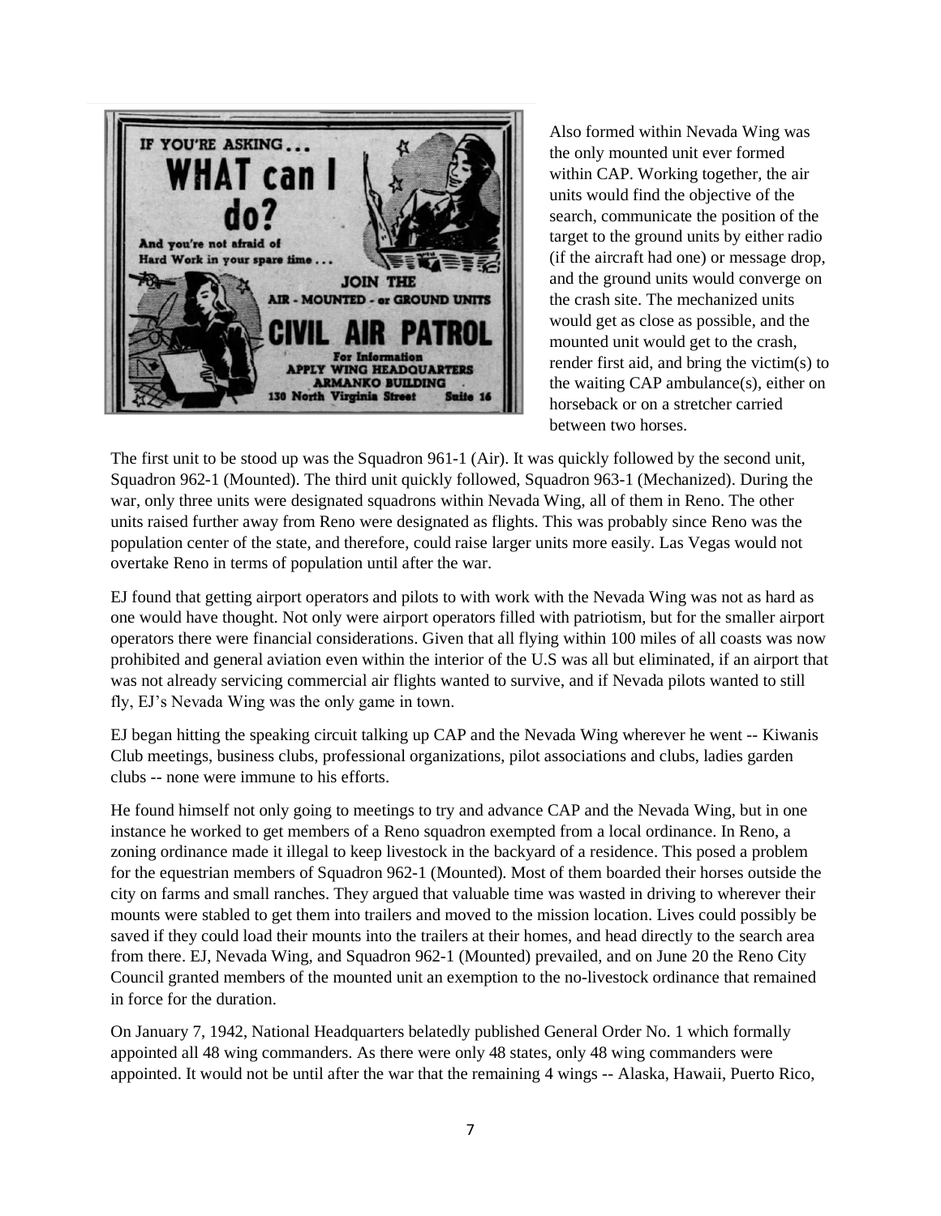Also formed within Nevada Wing was the only mounted unit ever formed within CAP. Working together, the air units would find the objective of the search, communicate the position of the target to the ground units by either radio (if the aircraft had one) or message drop, and the ground units would converge on the crash site. The mechanized units would get as close as possible, and the mounted unit would get to the crash, render first aid, and bring the victim(s) to the waiting CAP ambulance(s), either on horseback or on a stretcher carried between two horses.

The first unit to be stood up was the Squadron 961-1 (Air). It was quickly followed by the second unit, Squadron 962-1 (Mounted). The third unit quickly followed, Squadron 963-1 (Mechanized). During the war, only three units were designated squadrons within Nevada Wing, all of them in Reno. The other units raised further away from Reno were designated as flights. This was probably since Reno was the population center of the state, and therefore, could raise larger units more easily. Las Vegas would not overtake Reno in terms of population until after the war.

EJ found that getting airport operators and pilots to with work with the Nevada Wing was not as hard as one would have thought. Not only were airport operators filled with patriotism, but for the smaller airport operators there were financial considerations. Given that all flying within 100 miles of all coasts was now prohibited and general aviation even within the interior of the U.S was all but eliminated, if an airport that was not already servicing commercial air flights wanted to survive, and if Nevada pilots wanted to still fly, EJ's Nevada Wing was the only game in town.

EJ began hitting the speaking circuit talking up CAP and the Nevada Wing wherever he went -- Kiwanis Club meetings, business clubs, professional organizations, pilot associations and clubs, ladies garden clubs -- none were immune to his efforts.

He found himself not only going to meetings to try and advance CAP and the Nevada Wing, but in one instance he worked to get members of a Reno squadron exempted from a local ordinance. In Reno, a zoning ordinance made it illegal to keep livestock in the backyard of a residence. This posed a problem for the equestrian members of Squadron 962-1 (Mounted). Most of them boarded their horses outside the city on farms and small ranches. They argued that valuable time was wasted in driving to wherever their mounts were stabled to get them into trailers and moved to the mission location. Lives could possibly be saved if they could load their mounts into the trailers at their homes, and head directly to the search area from there. EJ, Nevada Wing, and Squadron 962-1 (Mounted) prevailed, and on June 20 the Reno City Council granted members of the mounted unit an exemption to the no-livestock ordinance that remained in force for the duration.

On January 7, 1942, National Headquarters belatedly published General Order No. 1 which formally appointed all 48 wing commanders. As there were only 48 states, only 48 wing commanders were appointed. It would not be until after the war that the remaining 4 wings -- Alaska, Hawaii, Puerto Rico,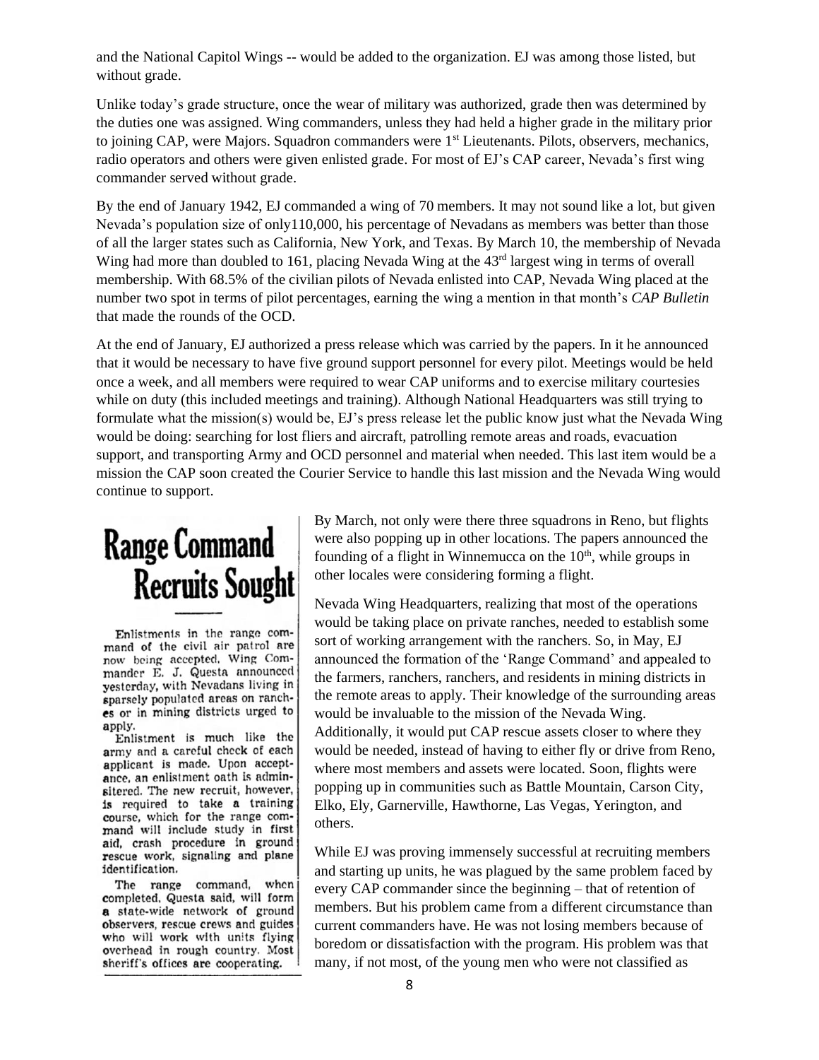and the National Capitol Wings -- would be added to the organization. EJ was among those listed, but without grade.

Unlike today's grade structure, once the wear of military was authorized, grade then was determined by the duties one was assigned. Wing commanders, unless they had held a higher grade in the military prior to joining CAP, were Majors. Squadron commanders were 1st Lieutenants. Pilots, observers, mechanics, radio operators and others were given enlisted grade. For most of EJ's CAP career, Nevada's first wing commander served without grade.

By the end of January 1942, EJ commanded a wing of 70 members. It may not sound like a lot, but given Nevada's population size of only110,000, his percentage of Nevadans as members was better than those of all the larger states such as California, New York, and Texas. By March 10, the membership of Nevada Wing had more than doubled to 161, placing Nevada Wing at the 43rd largest wing in terms of overall membership. With 68.5% of the civilian pilots of Nevada enlisted into CAP, Nevada Wing placed at the number two spot in terms of pilot percentages, earning the wing a mention in that month's *CAP Bulletin* that made the rounds of the OCD.

At the end of January, EJ authorized a press release which was carried by the papers. In it he announced that it would be necessary to have five ground support personnel for every pilot. Meetings would be held once a week, and all members were required to wear CAP uniforms and to exercise military courtesies while on duty (this included meetings and training). Although National Headquarters was still trying to formulate what the mission(s) would be, EJ's press release let the public know just what the Nevada Wing would be doing: searching for lost fliers and aircraft, patrolling remote areas and roads, evacuation support, and transporting Army and OCD personnel and material when needed. This last item would be a mission the CAP soon created the Courier Service to handle this last mission and the Nevada Wing would continue to support.

# Range Command Recruits Sought

Enlistments in the range command of the civil air patrol are now being accepted, Wing Commander E. J. Questa announced yesterday, with Nevadans living in sparsely populated areas on ranches or in mining districts urged to apply.

Enlistment is much like the army and a careful check of each applicant is made. Upon acceptance, an enlistment oath is administered. The new recruit, however, is required to take a training course, which for the range command will include study in first aid, crash procedure in ground rescue work, signaling and plane identification.

The range command, when completed, Questa said, will form a state-wide network of ground observers, rescue crews and guides who will work with units flying overhead in rough country. Most sheriff's offices are cooperating.

By March, not only were there three squadrons in Reno, but flights were also popping up in other locations. The papers announced the founding of a flight in Winnemucca on the 10th, while groups in other locales were considering forming a flight.

Nevada Wing Headquarters, realizing that most of the operations would be taking place on private ranches, needed to establish some sort of working arrangement with the ranchers. So, in May, EJ announced the formation of the 'Range Command' and appealed to the farmers, ranchers, ranchers, and residents in mining districts in the remote areas to apply. Their knowledge of the surrounding areas would be invaluable to the mission of the Nevada Wing. Additionally, it would put CAP rescue assets closer to where they would be needed, instead of having to either fly or drive from Reno, where most members and assets were located. Soon, flights were popping up in communities such as Battle Mountain, Carson City, Elko, Ely, Garnerville, Hawthorne, Las Vegas, Yerington, and others.

While EJ was proving immensely successful at recruiting members and starting up units, he was plagued by the same problem faced by every CAP commander since the beginning – that of retention of members. But his problem came from a different circumstance than current commanders have. He was not losing members because of boredom or dissatisfaction with the program. His problem was that many, if not most, of the young men who were not classified as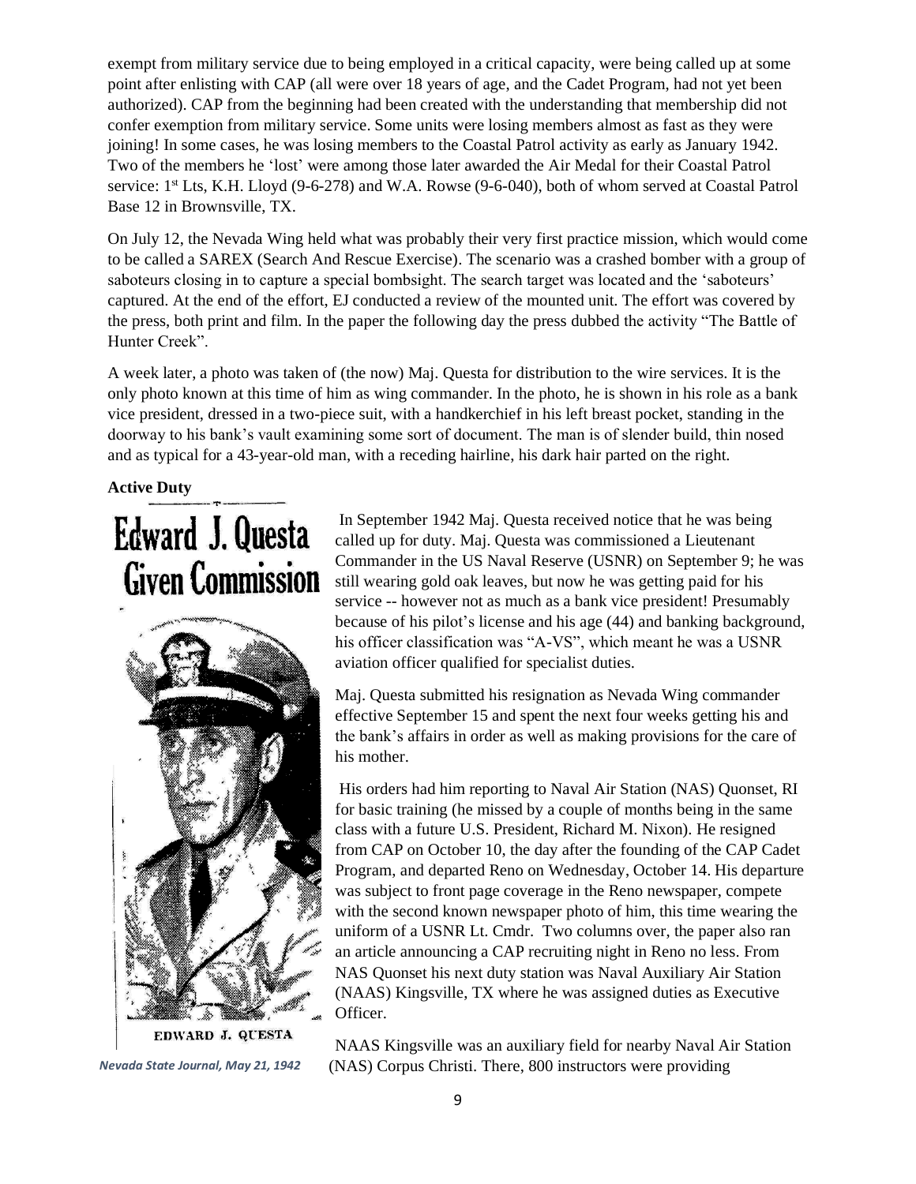exempt from military service due to being employed in a critical capacity, were being called up at some point after enlisting with CAP (all were over 18 years of age, and the Cadet Program, had not yet been authorized). CAP from the beginning had been created with the understanding that membership did not confer exemption from military service. Some units were losing members almost as fast as they were joining! In some cases, he was losing members to the Coastal Patrol activity as early as January 1942. Two of the members he 'lost' were among those later awarded the Air Medal for their Coastal Patrol service: 1st Lts, K.H. Lloyd (9-6-278) and W.A. Rowse (9-6-040), both of whom served at Coastal Patrol Base 12 in Brownsville, TX.

On July 12, the Nevada Wing held what was probably their very first practice mission, which would come to be called a SAREX (Search And Rescue Exercise). The scenario was a crashed bomber with a group of saboteurs closing in to capture a special bombsight. The search target was located and the 'saboteurs' captured. At the end of the effort, EJ conducted a review of the mounted unit. The effort was covered by the press, both print and film. In the paper the following day the press dubbed the activity "The Battle of Hunter Creek".

A week later, a photo was taken of (the now) Maj. Questa for distribution to the wire services. It is the only photo known at this time of him as wing commander. In the photo, he is shown in his role as a bank vice president, dressed in a two-piece suit, with a handkerchief in his left breast pocket, standing in the doorway to his bank's vault examining some sort of document. The man is of slender build, thin nosed and as typical for a 43-year-old man, with a receding hairline, his dark hair parted on the right.

**Active Duty**

**Edward J. Questa Given Commission**

EDWARD J. QUESTA

*Nevada State Journal, May 21, 1942*

In September 1942 Maj. Questa received notice that he was being called up for duty. Maj. Questa was commissioned a Lieutenant Commander in the US Naval Reserve (USNR) on September 9; he was still wearing gold oak leaves, but now he was getting paid for his service -- however not as much as a bank vice president! Presumably because of his pilot's license and his age (44) and banking background, his officer classification was "A-VS", which meant he was a USNR aviation officer qualified for specialist duties.

Maj. Questa submitted his resignation as Nevada Wing commander effective September 15 and spent the next four weeks getting his and the bank's affairs in order as well as making provisions for the care of his mother.

His orders had him reporting to Naval Air Station (NAS) Quonset, RI for basic training (he missed by a couple of months being in the same class with a future U.S. President, Richard M. Nixon). He resigned from CAP on October 10, the day after the founding of the CAP Cadet Program, and departed Reno on Wednesday, October 14. His departure was subject to front page coverage in the Reno newspaper, compete with the second known newspaper photo of him, this time wearing the uniform of a USNR Lt. Cmdr. Two columns over, the paper also ran an article announcing a CAP recruiting night in Reno no less. From NAS Quonset his next duty station was Naval Auxiliary Air Station (NAAS) Kingsville, TX where he was assigned duties as Executive Officer.

NAAS Kingsville was an auxiliary field for nearby Naval Air Station (NAS) Corpus Christi. There, 800 instructors were providing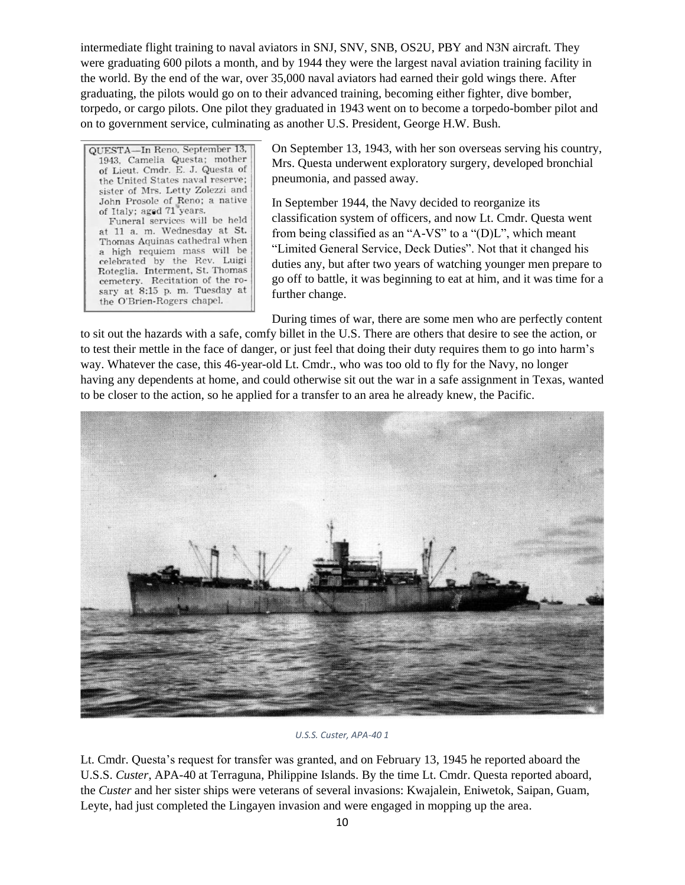intermediate flight training to naval aviators in SNJ, SNV, SNB, OS2U, PBY and N3N aircraft. They were graduating 600 pilots a month, and by 1944 they were the largest naval aviation training facility in the world. By the end of the war, over 35,000 naval aviators had earned their gold wings there. After graduating, the pilots would go on to their advanced training, becoming either fighter, dive bomber, torpedo, or cargo pilots. One pilot they graduated in 1943 went on to become a torpedo-bomber pilot and on to government service, culminating as another U.S. President, George H.W. Bush.

> QUESTA—In Reno, September 13, 1943, Camelia Questa; mother of Lieut. Cmdr. E. J. Questa of the United States naval reserve; sister of Mrs. Letty Zolezzi and John Prosole of Reno; a native of Italy; aged 71 years.
> Funeral services will be held at 11 a. m. Wednesday at St. Thomas Aquinas cathedral when a high requiem mass will be celebrated by the Rev. Luigi Roteglia. Interment, St. Thomas cemetery. Recitation of the rosary at 8:15 p. m. Tuesday at the O'Brien-Rogers chapel.

On September 13, 1943, with her son overseas serving his country, Mrs. Questa underwent exploratory surgery, developed bronchial pneumonia, and passed away.

In September 1944, the Navy decided to reorganize its classification system of officers, and now Lt. Cmdr. Questa went from being classified as an "A-VS" to a "(D)L", which meant "Limited General Service, Deck Duties". Not that it changed his duties any, but after two years of watching younger men prepare to go off to battle, it was beginning to eat at him, and it was time for a further change.

During times of war, there are some men who are perfectly content to sit out the hazards with a safe, comfy billet in the U.S. There are others that desire to see the action, or to test their mettle in the face of danger, or just feel that doing their duty requires them to go into harm's way. Whatever the case, this 46-year-old Lt. Cmdr., who was too old to fly for the Navy, no longer having any dependents at home, and could otherwise sit out the war in a safe assignment in Texas, wanted to be closer to the action, so he applied for a transfer to an area he already knew, the Pacific.

*U.S.S. Custer, APA-40 1*

Lt. Cmdr. Questa's request for transfer was granted, and on February 13, 1945 he reported aboard the U.S.S. *Custer*, APA-40 at Terraguna, Philippine Islands. By the time Lt. Cmdr. Questa reported aboard, the *Custer* and her sister ships were veterans of several invasions: Kwajalein, Eniwetok, Saipan, Guam, Leyte, had just completed the Lingayen invasion and were engaged in mopping up the area.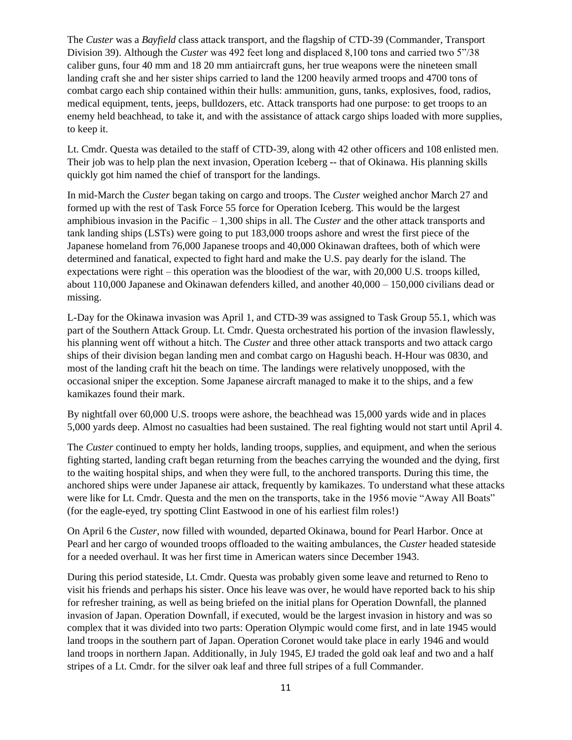The *Custer* was a *Bayfield* class attack transport, and the flagship of CTD-39 (Commander, Transport Division 39). Although the *Custer* was 492 feet long and displaced 8,100 tons and carried two 5"/38 caliber guns, four 40 mm and 18 20 mm antiaircraft guns, her true weapons were the nineteen small landing craft she and her sister ships carried to land the 1200 heavily armed troops and 4700 tons of combat cargo each ship contained within their hulls: ammunition, guns, tanks, explosives, food, radios, medical equipment, tents, jeeps, bulldozers, etc. Attack transports had one purpose: to get troops to an enemy held beachhead, to take it, and with the assistance of attack cargo ships loaded with more supplies, to keep it.

Lt. Cmdr. Questa was detailed to the staff of CTD-39, along with 42 other officers and 108 enlisted men. Their job was to help plan the next invasion, Operation Iceberg -- that of Okinawa. His planning skills quickly got him named the chief of transport for the landings.

In mid-March the *Custer* began taking on cargo and troops. The *Custer* weighed anchor March 27 and formed up with the rest of Task Force 55 force for Operation Iceberg. This would be the largest amphibious invasion in the Pacific – 1,300 ships in all. The *Custer* and the other attack transports and tank landing ships (LSTs) were going to put 183,000 troops ashore and wrest the first piece of the Japanese homeland from 76,000 Japanese troops and 40,000 Okinawan draftees, both of which were determined and fanatical, expected to fight hard and make the U.S. pay dearly for the island. The expectations were right – this operation was the bloodiest of the war, with 20,000 U.S. troops killed, about 110,000 Japanese and Okinawan defenders killed, and another 40,000 – 150,000 civilians dead or missing.

L-Day for the Okinawa invasion was April 1, and CTD-39 was assigned to Task Group 55.1, which was part of the Southern Attack Group. Lt. Cmdr. Questa orchestrated his portion of the invasion flawlessly, his planning went off without a hitch. The *Custer* and three other attack transports and two attack cargo ships of their division began landing men and combat cargo on Hagushi beach. H-Hour was 0830, and most of the landing craft hit the beach on time. The landings were relatively unopposed, with the occasional sniper the exception. Some Japanese aircraft managed to make it to the ships, and a few kamikazes found their mark.

By nightfall over 60,000 U.S. troops were ashore, the beachhead was 15,000 yards wide and in places 5,000 yards deep. Almost no casualties had been sustained. The real fighting would not start until April 4.

The *Custer* continued to empty her holds, landing troops, supplies, and equipment, and when the serious fighting started, landing craft began returning from the beaches carrying the wounded and the dying, first to the waiting hospital ships, and when they were full, to the anchored transports. During this time, the anchored ships were under Japanese air attack, frequently by kamikazes. To understand what these attacks were like for Lt. Cmdr. Questa and the men on the transports, take in the 1956 movie "Away All Boats" (for the eagle-eyed, try spotting Clint Eastwood in one of his earliest film roles!)

On April 6 the *Custer*, now filled with wounded, departed Okinawa, bound for Pearl Harbor. Once at Pearl and her cargo of wounded troops offloaded to the waiting ambulances, the *Custer* headed stateside for a needed overhaul. It was her first time in American waters since December 1943.

During this period stateside, Lt. Cmdr. Questa was probably given some leave and returned to Reno to visit his friends and perhaps his sister. Once his leave was over, he would have reported back to his ship for refresher training, as well as being briefed on the initial plans for Operation Downfall, the planned invasion of Japan. Operation Downfall, if executed, would be the largest invasion in history and was so complex that it was divided into two parts: Operation Olympic would come first, and in late 1945 would land troops in the southern part of Japan. Operation Coronet would take place in early 1946 and would land troops in northern Japan. Additionally, in July 1945, EJ traded the gold oak leaf and two and a half stripes of a Lt. Cmdr. for the silver oak leaf and three full stripes of a full Commander.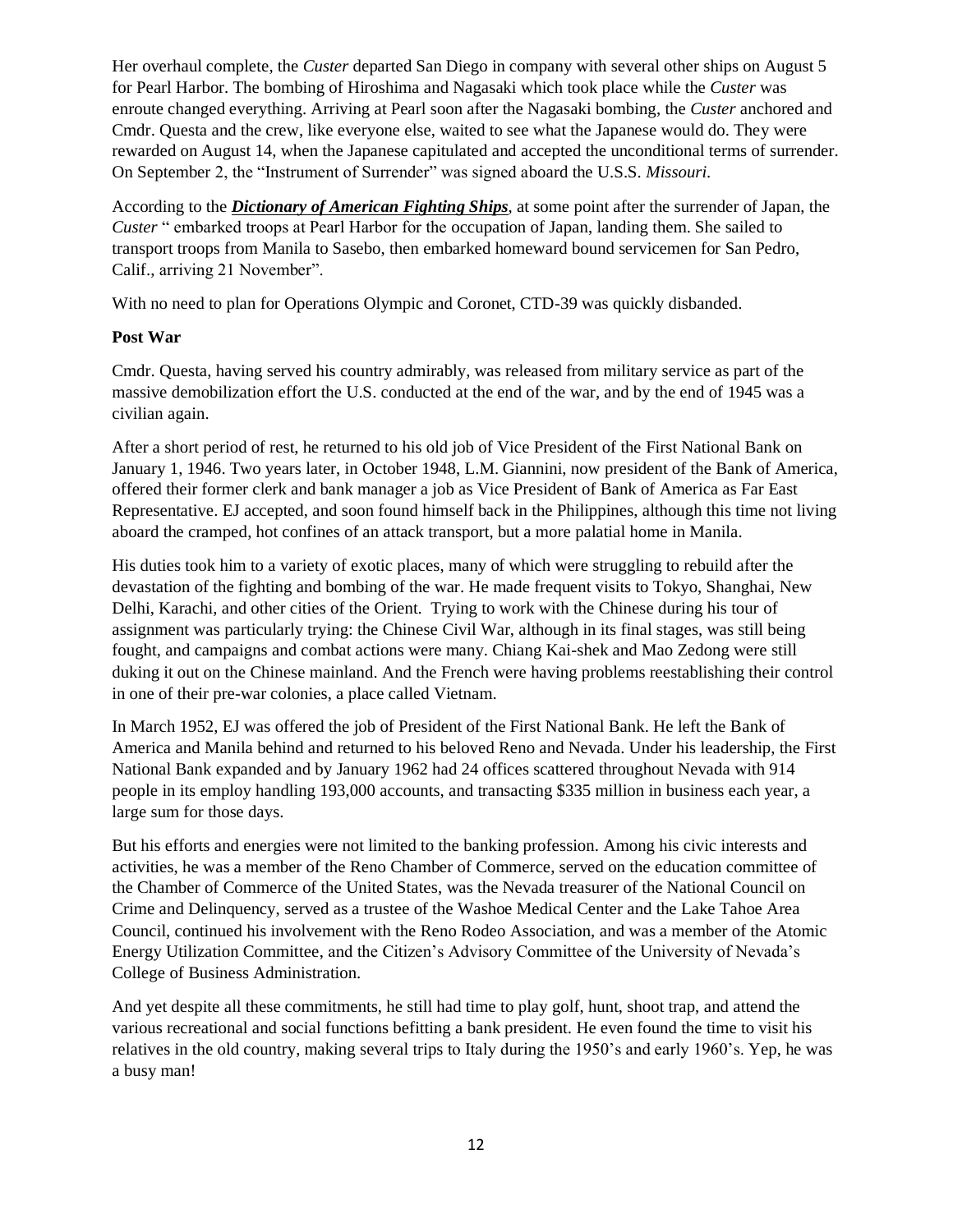Her overhaul complete, the *Custer* departed San Diego in company with several other ships on August 5 for Pearl Harbor. The bombing of Hiroshima and Nagasaki which took place while the *Custer* was enroute changed everything. Arriving at Pearl soon after the Nagasaki bombing, the *Custer* anchored and Cmdr. Questa and the crew, like everyone else, waited to see what the Japanese would do. They were rewarded on August 14, when the Japanese capitulated and accepted the unconditional terms of surrender. On September 2, the "Instrument of Surrender" was signed aboard the U.S.S. *Missouri*.

According to the ***Dictionary of American Fighting Ships***, at some point after the surrender of Japan, the *Custer* " embarked troops at Pearl Harbor for the occupation of Japan, landing them. She sailed to transport troops from Manila to Sasebo, then embarked homeward bound servicemen for San Pedro, Calif., arriving 21 November".

With no need to plan for Operations Olympic and Coronet, CTD-39 was quickly disbanded.

**Post War**

Cmdr. Questa, having served his country admirably, was released from military service as part of the massive demobilization effort the U.S. conducted at the end of the war, and by the end of 1945 was a civilian again.

After a short period of rest, he returned to his old job of Vice President of the First National Bank on January 1, 1946. Two years later, in October 1948, L.M. Giannini, now president of the Bank of America, offered their former clerk and bank manager a job as Vice President of Bank of America as Far East Representative. EJ accepted, and soon found himself back in the Philippines, although this time not living aboard the cramped, hot confines of an attack transport, but a more palatial home in Manila.

His duties took him to a variety of exotic places, many of which were struggling to rebuild after the devastation of the fighting and bombing of the war. He made frequent visits to Tokyo, Shanghai, New Delhi, Karachi, and other cities of the Orient. Trying to work with the Chinese during his tour of assignment was particularly trying: the Chinese Civil War, although in its final stages, was still being fought, and campaigns and combat actions were many. Chiang Kai-shek and Mao Zedong were still duking it out on the Chinese mainland. And the French were having problems reestablishing their control in one of their pre-war colonies, a place called Vietnam.

In March 1952, EJ was offered the job of President of the First National Bank. He left the Bank of America and Manila behind and returned to his beloved Reno and Nevada. Under his leadership, the First National Bank expanded and by January 1962 had 24 offices scattered throughout Nevada with 914 people in its employ handling 193,000 accounts, and transacting $335 million in business each year, a large sum for those days.

But his efforts and energies were not limited to the banking profession. Among his civic interests and activities, he was a member of the Reno Chamber of Commerce, served on the education committee of the Chamber of Commerce of the United States, was the Nevada treasurer of the National Council on Crime and Delinquency, served as a trustee of the Washoe Medical Center and the Lake Tahoe Area Council, continued his involvement with the Reno Rodeo Association, and was a member of the Atomic Energy Utilization Committee, and the Citizen's Advisory Committee of the University of Nevada's College of Business Administration.

And yet despite all these commitments, he still had time to play golf, hunt, shoot trap, and attend the various recreational and social functions befitting a bank president. He even found the time to visit his relatives in the old country, making several trips to Italy during the 1950's and early 1960's. Yep, he was a busy man!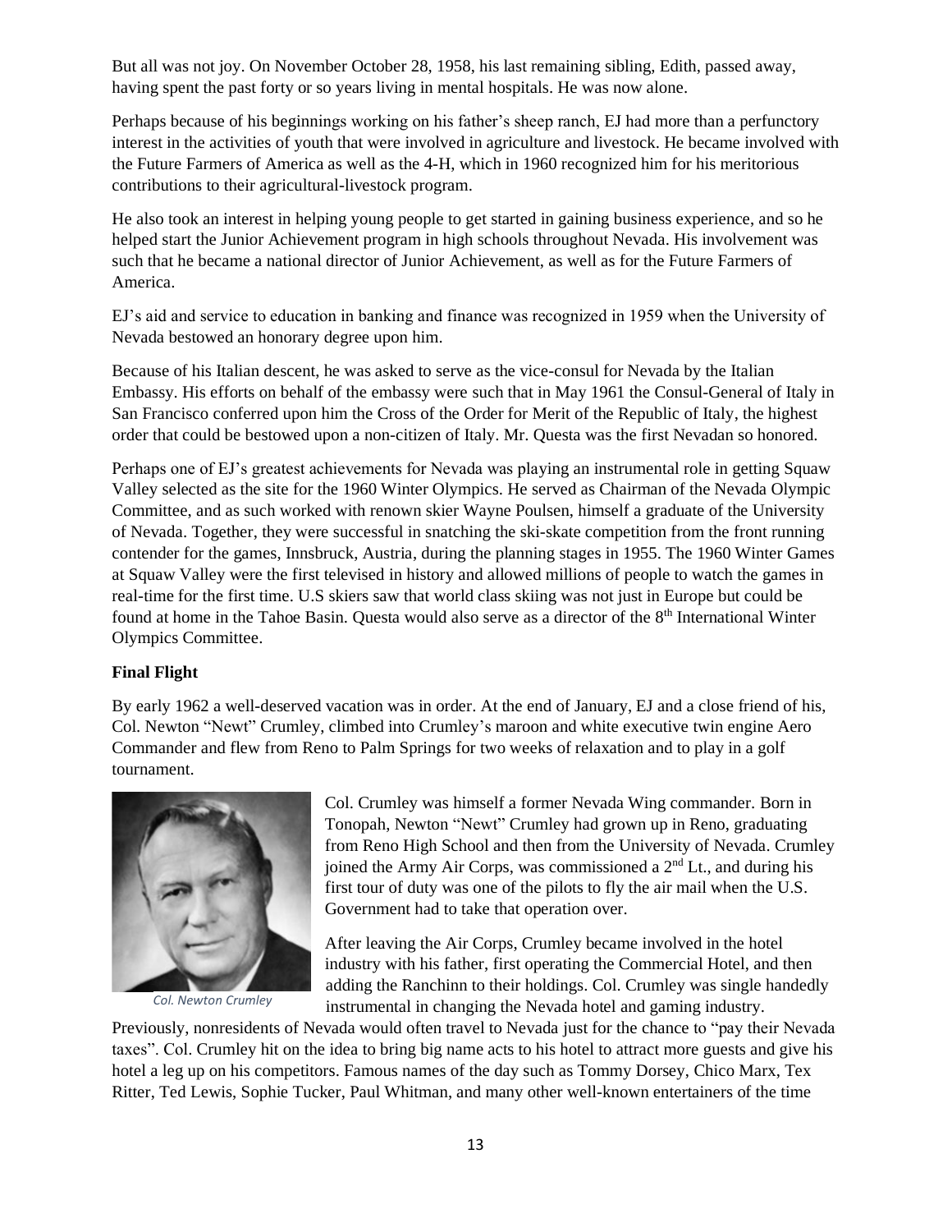But all was not joy. On November October 28, 1958, his last remaining sibling, Edith, passed away, having spent the past forty or so years living in mental hospitals. He was now alone.

Perhaps because of his beginnings working on his father's sheep ranch, EJ had more than a perfunctory interest in the activities of youth that were involved in agriculture and livestock. He became involved with the Future Farmers of America as well as the 4-H, which in 1960 recognized him for his meritorious contributions to their agricultural-livestock program.

He also took an interest in helping young people to get started in gaining business experience, and so he helped start the Junior Achievement program in high schools throughout Nevada. His involvement was such that he became a national director of Junior Achievement, as well as for the Future Farmers of America.

EJ's aid and service to education in banking and finance was recognized in 1959 when the University of Nevada bestowed an honorary degree upon him.

Because of his Italian descent, he was asked to serve as the vice-consul for Nevada by the Italian Embassy. His efforts on behalf of the embassy were such that in May 1961 the Consul-General of Italy in San Francisco conferred upon him the Cross of the Order for Merit of the Republic of Italy, the highest order that could be bestowed upon a non-citizen of Italy. Mr. Questa was the first Nevadan so honored.

Perhaps one of EJ's greatest achievements for Nevada was playing an instrumental role in getting Squaw Valley selected as the site for the 1960 Winter Olympics. He served as Chairman of the Nevada Olympic Committee, and as such worked with renown skier Wayne Poulsen, himself a graduate of the University of Nevada. Together, they were successful in snatching the ski-skate competition from the front running contender for the games, Innsbruck, Austria, during the planning stages in 1955. The 1960 Winter Games at Squaw Valley were the first televised in history and allowed millions of people to watch the games in real-time for the first time. U.S skiers saw that world class skiing was not just in Europe but could be found at home in the Tahoe Basin. Questa would also serve as a director of the 8th International Winter Olympics Committee.

**Final Flight**

By early 1962 a well-deserved vacation was in order. At the end of January, EJ and a close friend of his, Col. Newton "Newt" Crumley, climbed into Crumley's maroon and white executive twin engine Aero Commander and flew from Reno to Palm Springs for two weeks of relaxation and to play in a golf tournament.

*Col. Newton Crumley*

Col. Crumley was himself a former Nevada Wing commander. Born in Tonopah, Newton "Newt" Crumley had grown up in Reno, graduating from Reno High School and then from the University of Nevada. Crumley joined the Army Air Corps, was commissioned a 2nd Lt., and during his first tour of duty was one of the pilots to fly the air mail when the U.S. Government had to take that operation over.

After leaving the Air Corps, Crumley became involved in the hotel industry with his father, first operating the Commercial Hotel, and then adding the Ranchinn to their holdings. Col. Crumley was single handedly instrumental in changing the Nevada hotel and gaming industry. Previously, nonresidents of Nevada would often travel to Nevada just for the chance to "pay their Nevada taxes". Col. Crumley hit on the idea to bring big name acts to his hotel to attract more guests and give his hotel a leg up on his competitors. Famous names of the day such as Tommy Dorsey, Chico Marx, Tex Ritter, Ted Lewis, Sophie Tucker, Paul Whitman, and many other well-known entertainers of the time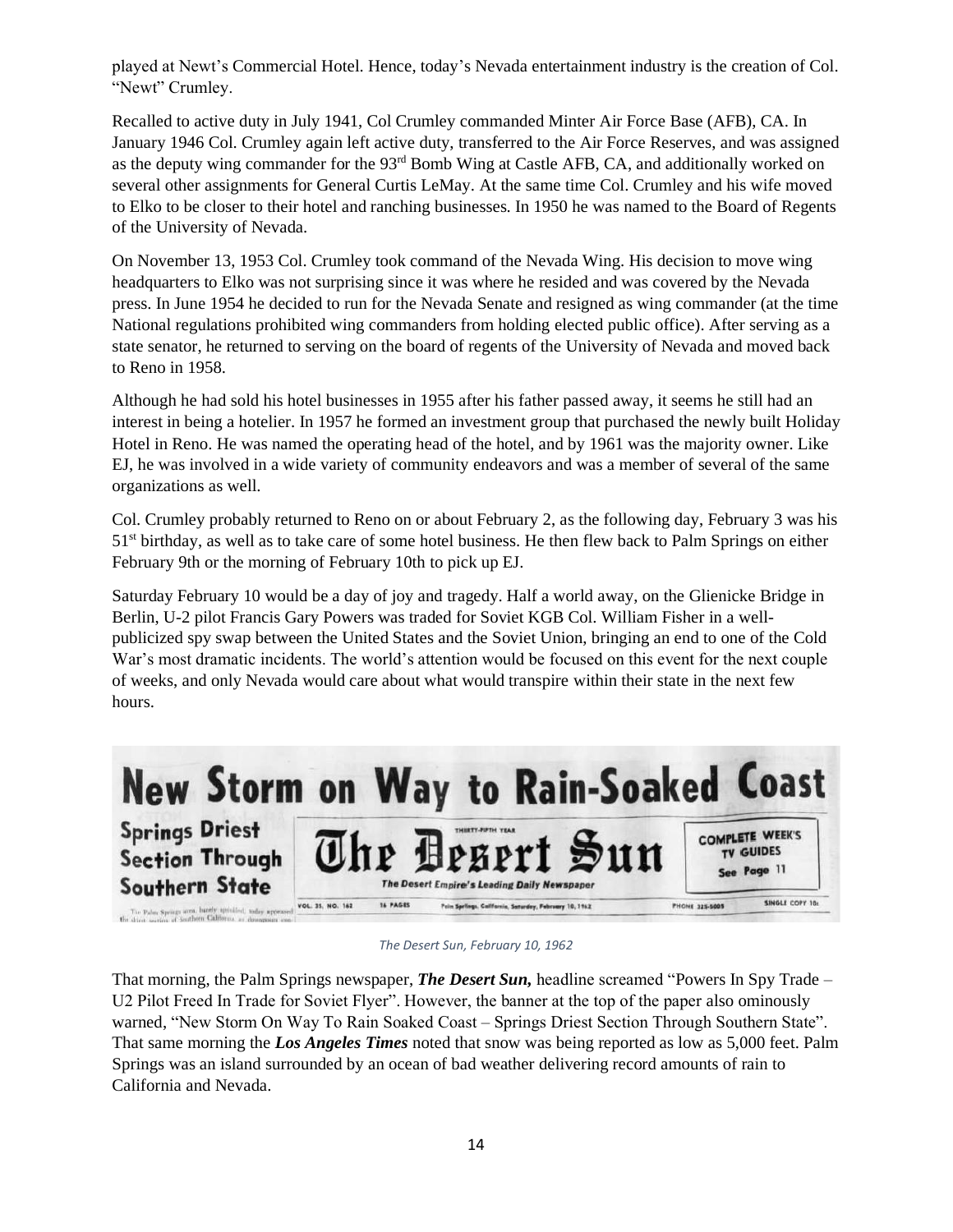played at Newt's Commercial Hotel. Hence, today's Nevada entertainment industry is the creation of Col. "Newt" Crumley.

Recalled to active duty in July 1941, Col Crumley commanded Minter Air Force Base (AFB), CA. In January 1946 Col. Crumley again left active duty, transferred to the Air Force Reserves, and was assigned as the deputy wing commander for the 93rd Bomb Wing at Castle AFB, CA, and additionally worked on several other assignments for General Curtis LeMay. At the same time Col. Crumley and his wife moved to Elko to be closer to their hotel and ranching businesses. In 1950 he was named to the Board of Regents of the University of Nevada.

On November 13, 1953 Col. Crumley took command of the Nevada Wing. His decision to move wing headquarters to Elko was not surprising since it was where he resided and was covered by the Nevada press. In June 1954 he decided to run for the Nevada Senate and resigned as wing commander (at the time National regulations prohibited wing commanders from holding elected public office). After serving as a state senator, he returned to serving on the board of regents of the University of Nevada and moved back to Reno in 1958.

Although he had sold his hotel businesses in 1955 after his father passed away, it seems he still had an interest in being a hotelier. In 1957 he formed an investment group that purchased the newly built Holiday Hotel in Reno. He was named the operating head of the hotel, and by 1961 was the majority owner. Like EJ, he was involved in a wide variety of community endeavors and was a member of several of the same organizations as well.

Col. Crumley probably returned to Reno on or about February 2, as the following day, February 3 was his 51st birthday, as well as to take care of some hotel business. He then flew back to Palm Springs on either February 9th or the morning of February 10th to pick up EJ.

Saturday February 10 would be a day of joy and tragedy. Half a world away, on the Glienicke Bridge in Berlin, U-2 pilot Francis Gary Powers was traded for Soviet KGB Col. William Fisher in a well-publicized spy swap between the United States and the Soviet Union, bringing an end to one of the Cold War's most dramatic incidents. The world's attention would be focused on this event for the next couple of weeks, and only Nevada would care about what would transpire within their state in the next few hours.

New Storm on Way to Rain-Soaked Coast

Springs Driest Section Through Southern State

The Palm Springs area, barely sprinkled, today appeared the driest section of Southern California as dangerous con-

THIRTY-FIFTH YEAR

The Desert Sun

The Desert Empire's Leading Daily Newspaper

VOL. 35, NO. 162 16 PAGES Palm Springs, California, Saturday, February 10, 1962

COMPLETE WEEK'S TV GUIDES See Page 11

PHONE 325-5005 SINGLE COPY 10c

*The Desert Sun, February 10, 1962*

That morning, the Palm Springs newspaper, ***The Desert Sun,*** headline screamed "Powers In Spy Trade – U2 Pilot Freed In Trade for Soviet Flyer". However, the banner at the top of the paper also ominously warned, "New Storm On Way To Rain Soaked Coast – Springs Driest Section Through Southern State". That same morning the ***Los Angeles Times*** noted that snow was being reported as low as 5,000 feet. Palm Springs was an island surrounded by an ocean of bad weather delivering record amounts of rain to California and Nevada.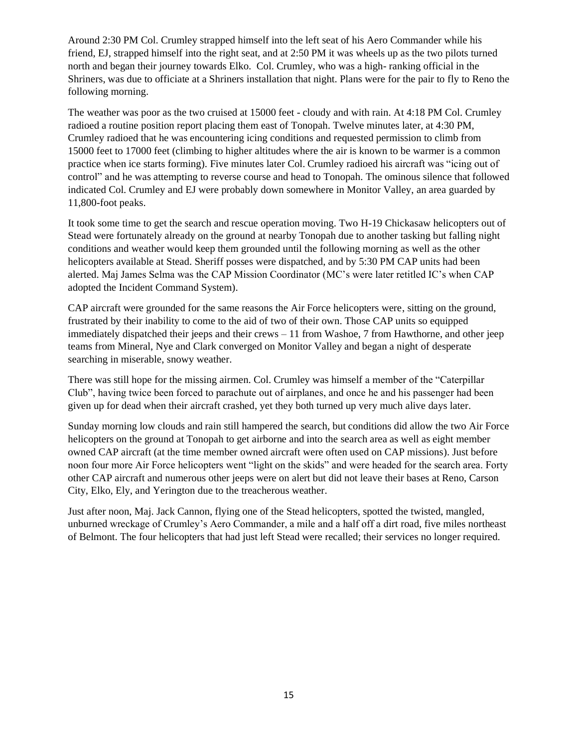Around 2:30 PM Col. Crumley strapped himself into the left seat of his Aero Commander while his friend, EJ, strapped himself into the right seat, and at 2:50 PM it was wheels up as the two pilots turned north and began their journey towards Elko. Col. Crumley, who was a high- ranking official in the Shriners, was due to officiate at a Shriners installation that night. Plans were for the pair to fly to Reno the following morning.

The weather was poor as the two cruised at 15000 feet - cloudy and with rain. At 4:18 PM Col. Crumley radioed a routine position report placing them east of Tonopah. Twelve minutes later, at 4:30 PM, Crumley radioed that he was encountering icing conditions and requested permission to climb from 15000 feet to 17000 feet (climbing to higher altitudes where the air is known to be warmer is a common practice when ice starts forming). Five minutes later Col. Crumley radioed his aircraft was "icing out of control" and he was attempting to reverse course and head to Tonopah. The ominous silence that followed indicated Col. Crumley and EJ were probably down somewhere in Monitor Valley, an area guarded by 11,800-foot peaks.

It took some time to get the search and rescue operation moving. Two H-19 Chickasaw helicopters out of Stead were fortunately already on the ground at nearby Tonopah due to another tasking but falling night conditions and weather would keep them grounded until the following morning as well as the other helicopters available at Stead. Sheriff posses were dispatched, and by 5:30 PM CAP units had been alerted. Maj James Selma was the CAP Mission Coordinator (MC's were later retitled IC's when CAP adopted the Incident Command System).

CAP aircraft were grounded for the same reasons the Air Force helicopters were, sitting on the ground, frustrated by their inability to come to the aid of two of their own. Those CAP units so equipped immediately dispatched their jeeps and their crews – 11 from Washoe, 7 from Hawthorne, and other jeep teams from Mineral, Nye and Clark converged on Monitor Valley and began a night of desperate searching in miserable, snowy weather.

There was still hope for the missing airmen. Col. Crumley was himself a member of the "Caterpillar Club", having twice been forced to parachute out of airplanes, and once he and his passenger had been given up for dead when their aircraft crashed, yet they both turned up very much alive days later.

Sunday morning low clouds and rain still hampered the search, but conditions did allow the two Air Force helicopters on the ground at Tonopah to get airborne and into the search area as well as eight member owned CAP aircraft (at the time member owned aircraft were often used on CAP missions). Just before noon four more Air Force helicopters went "light on the skids" and were headed for the search area. Forty other CAP aircraft and numerous other jeeps were on alert but did not leave their bases at Reno, Carson City, Elko, Ely, and Yerington due to the treacherous weather.

Just after noon, Maj. Jack Cannon, flying one of the Stead helicopters, spotted the twisted, mangled, unburned wreckage of Crumley's Aero Commander, a mile and a half off a dirt road, five miles northeast of Belmont. The four helicopters that had just left Stead were recalled; their services no longer required.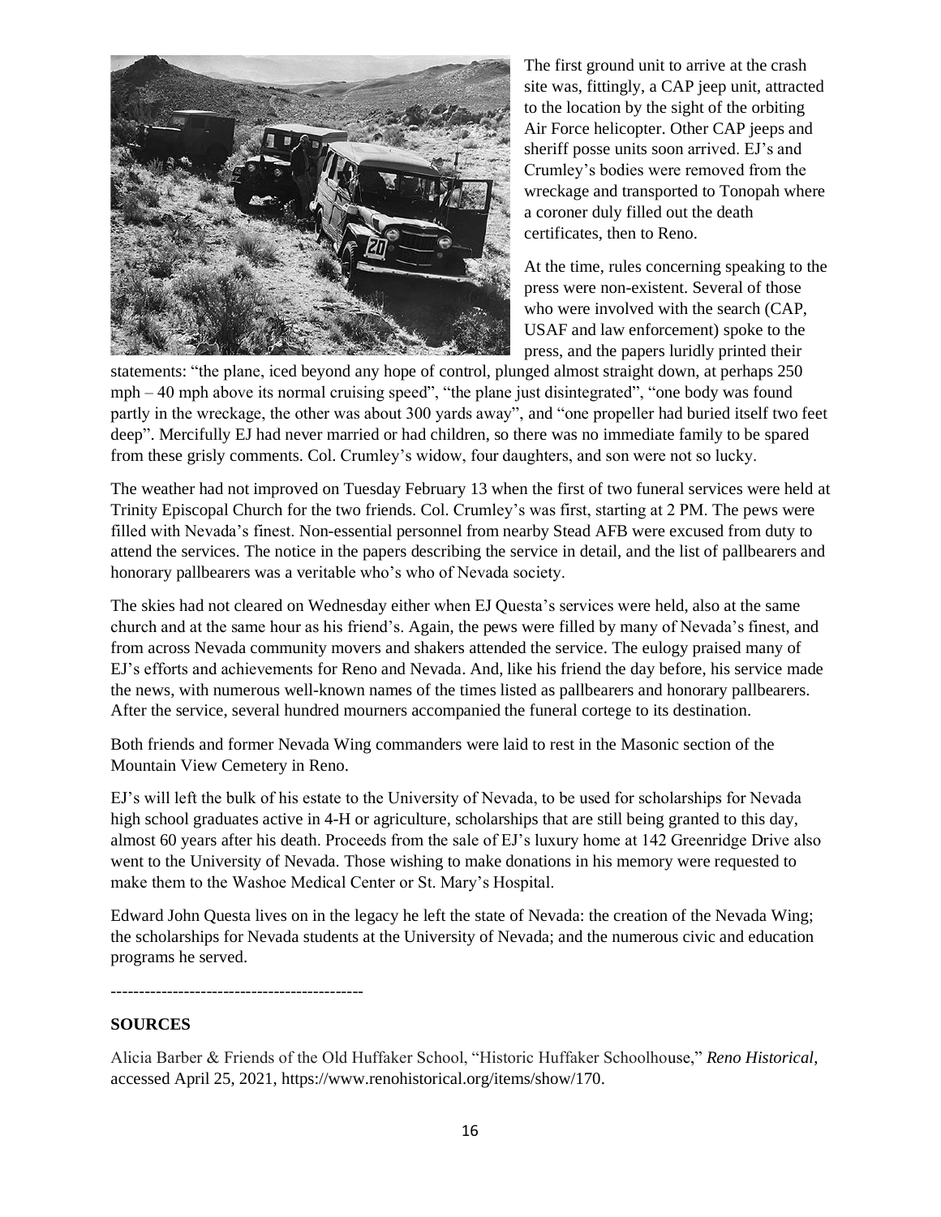The first ground unit to arrive at the crash site was, fittingly, a CAP jeep unit, attracted to the location by the sight of the orbiting Air Force helicopter. Other CAP jeeps and sheriff posse units soon arrived. EJ's and Crumley's bodies were removed from the wreckage and transported to Tonopah where a coroner duly filled out the death certificates, then to Reno.

At the time, rules concerning speaking to the press were non-existent. Several of those who were involved with the search (CAP, USAF and law enforcement) spoke to the press, and the papers luridly printed their statements: "the plane, iced beyond any hope of control, plunged almost straight down, at perhaps 250 mph – 40 mph above its normal cruising speed", "the plane just disintegrated", "one body was found partly in the wreckage, the other was about 300 yards away", and "one propeller had buried itself two feet deep". Mercifully EJ had never married or had children, so there was no immediate family to be spared from these grisly comments. Col. Crumley's widow, four daughters, and son were not so lucky.

The weather had not improved on Tuesday February 13 when the first of two funeral services were held at Trinity Episcopal Church for the two friends. Col. Crumley's was first, starting at 2 PM. The pews were filled with Nevada's finest. Non-essential personnel from nearby Stead AFB were excused from duty to attend the services. The notice in the papers describing the service in detail, and the list of pallbearers and honorary pallbearers was a veritable who's who of Nevada society.

The skies had not cleared on Wednesday either when EJ Questa's services were held, also at the same church and at the same hour as his friend's. Again, the pews were filled by many of Nevada's finest, and from across Nevada community movers and shakers attended the service. The eulogy praised many of EJ's efforts and achievements for Reno and Nevada. And, like his friend the day before, his service made the news, with numerous well-known names of the times listed as pallbearers and honorary pallbearers. After the service, several hundred mourners accompanied the funeral cortege to its destination.

Both friends and former Nevada Wing commanders were laid to rest in the Masonic section of the Mountain View Cemetery in Reno.

EJ's will left the bulk of his estate to the University of Nevada, to be used for scholarships for Nevada high school graduates active in 4-H or agriculture, scholarships that are still being granted to this day, almost 60 years after his death. Proceeds from the sale of EJ's luxury home at 142 Greenridge Drive also went to the University of Nevada. Those wishing to make donations in his memory were requested to make them to the Washoe Medical Center or St. Mary's Hospital.

Edward John Questa lives on in the legacy he left the state of Nevada: the creation of the Nevada Wing; the scholarships for Nevada students at the University of Nevada; and the numerous civic and education programs he served.

---

**SOURCES**

Alicia Barber & Friends of the Old Huffaker School, "Historic Huffaker Schoolhouse," *Reno Historical*, accessed April 25, 2021, https://www.renohistorical.org/items/show/170.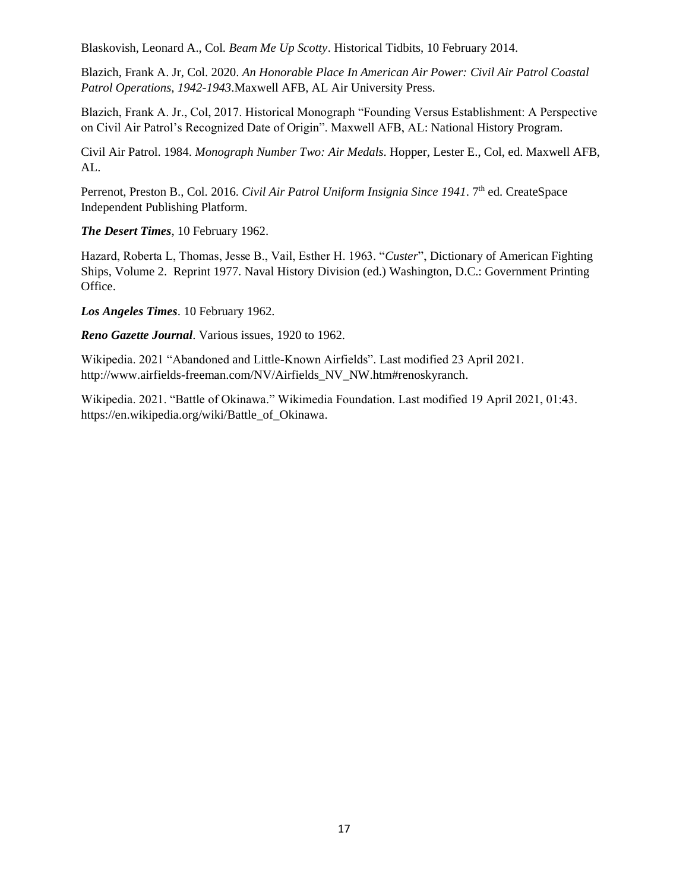Blaskovish, Leonard A., Col. *Beam Me Up Scotty*. Historical Tidbits, 10 February 2014.

Blazich, Frank A. Jr, Col. 2020. *An Honorable Place In American Air Power: Civil Air Patrol Coastal Patrol Operations, 1942-1943*.Maxwell AFB, AL Air University Press.

Blazich, Frank A. Jr., Col, 2017. Historical Monograph "Founding Versus Establishment: A Perspective on Civil Air Patrol's Recognized Date of Origin". Maxwell AFB, AL: National History Program.

Civil Air Patrol. 1984. *Monograph Number Two: Air Medals*. Hopper, Lester E., Col, ed. Maxwell AFB, AL.

Perrenot, Preston B., Col. 2016. *Civil Air Patrol Uniform Insignia Since 1941*. 7th ed. CreateSpace Independent Publishing Platform.

***The Desert Times***, 10 February 1962.

Hazard, Roberta L, Thomas, Jesse B., Vail, Esther H. 1963. "*Custer*", Dictionary of American Fighting Ships, Volume 2. Reprint 1977. Naval History Division (ed.) Washington, D.C.: Government Printing Office.

***Los Angeles Times***. 10 February 1962.

***Reno Gazette Journal***. Various issues, 1920 to 1962.

Wikipedia. 2021 "Abandoned and Little-Known Airfields". Last modified 23 April 2021. http://www.airfields-freeman.com/NV/Airfields_NV_NW.htm#renoskyranch.

Wikipedia. 2021. "Battle of Okinawa." Wikimedia Foundation. Last modified 19 April 2021, 01:43. https://en.wikipedia.org/wiki/Battle_of_Okinawa.